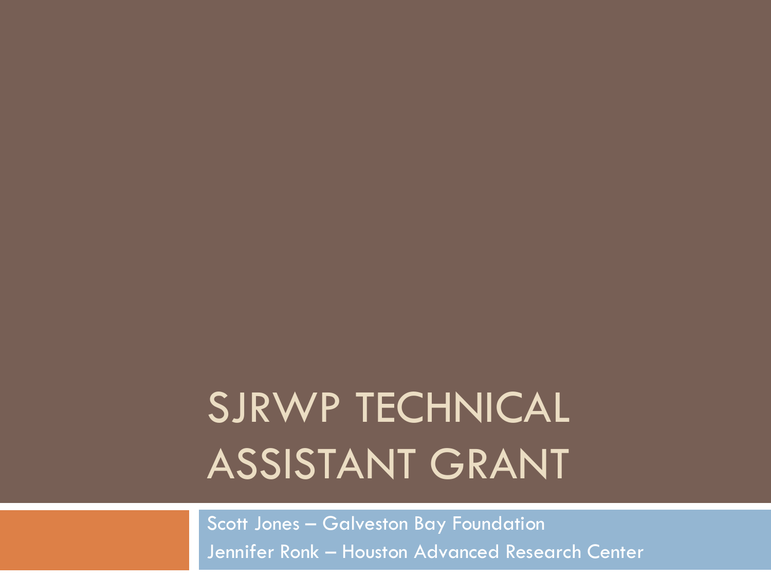# SJRWP TECHNICAL ASSISTANT GRANT

Scott Jones – Galveston Bay Foundation

Jennifer Ronk – Houston Advanced Research Center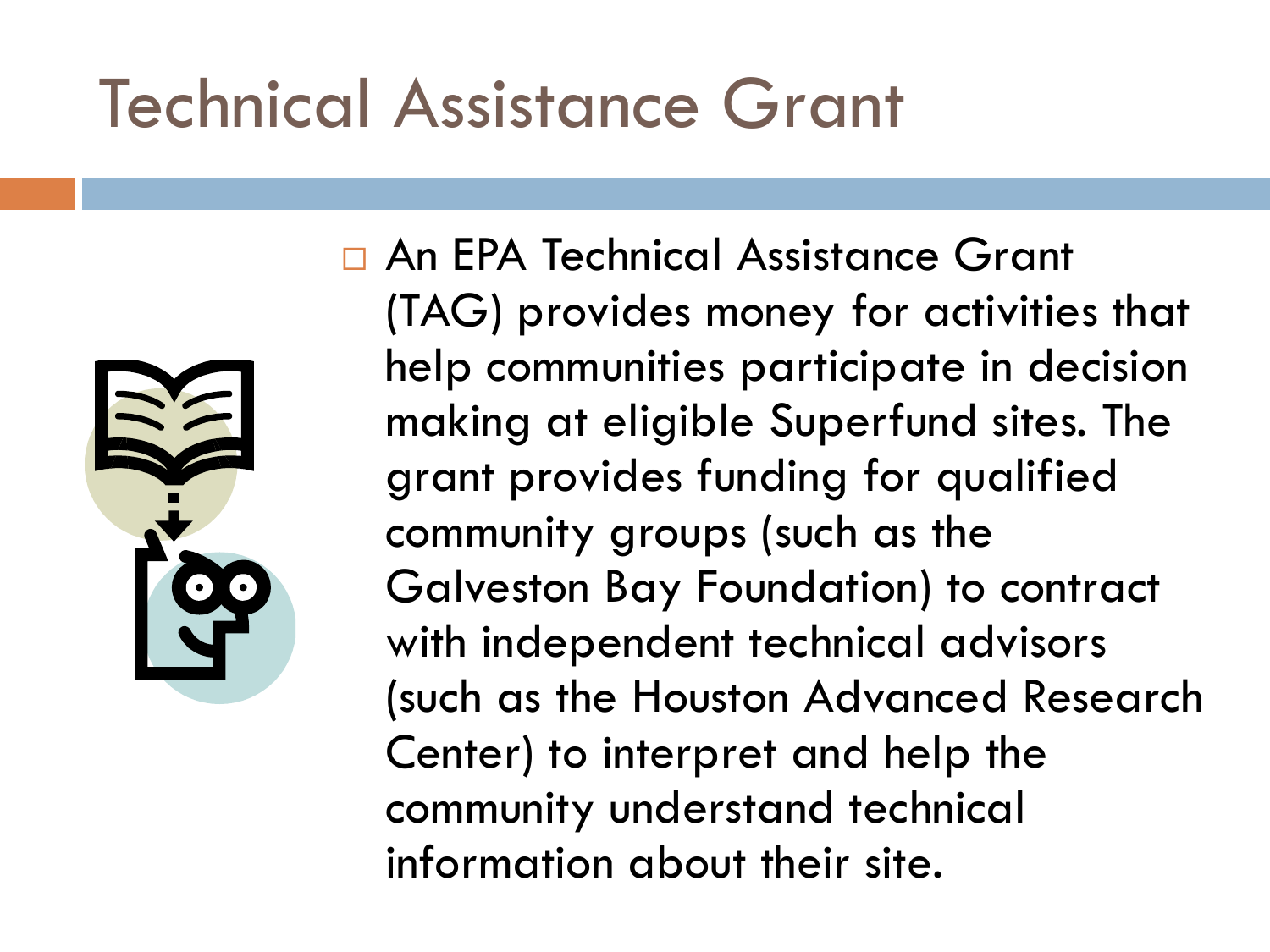# Technical Assistance Grant

- An EPA Technical Assistance Grant (TAG) provides money for activities that help communities participate in decision making at eligible Superfund sites. The grant provides funding for qualified community groups (such as the Galveston Bay Foundation) to contract with independent technical advisors (such as the Houston Advanced Research Center) to interpret and help the community understand technical information about their site.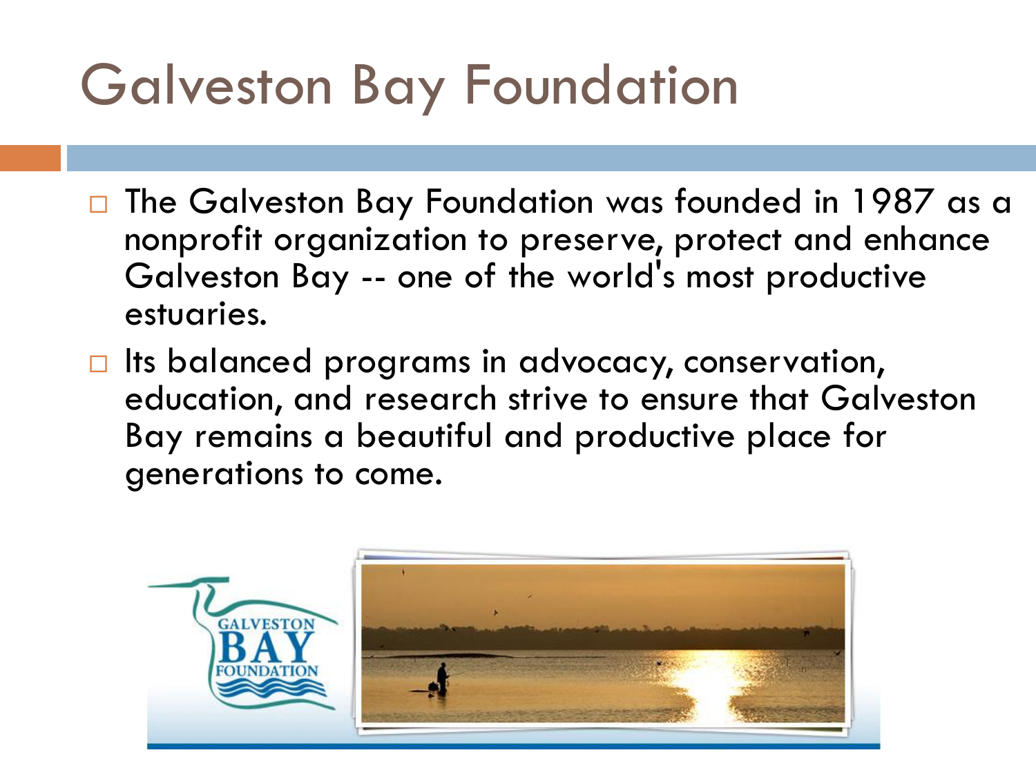# Galveston Bay Foundation

- The Galveston Bay Foundation was founded in 1987 as a nonprofit organization to preserve, protect and enhance Galveston Bay -- one of the world's most productive estuaries.
- Its balanced programs in advocacy, conservation, education, and research strive to ensure that Galveston Bay remains a beautiful and productive place for generations to come.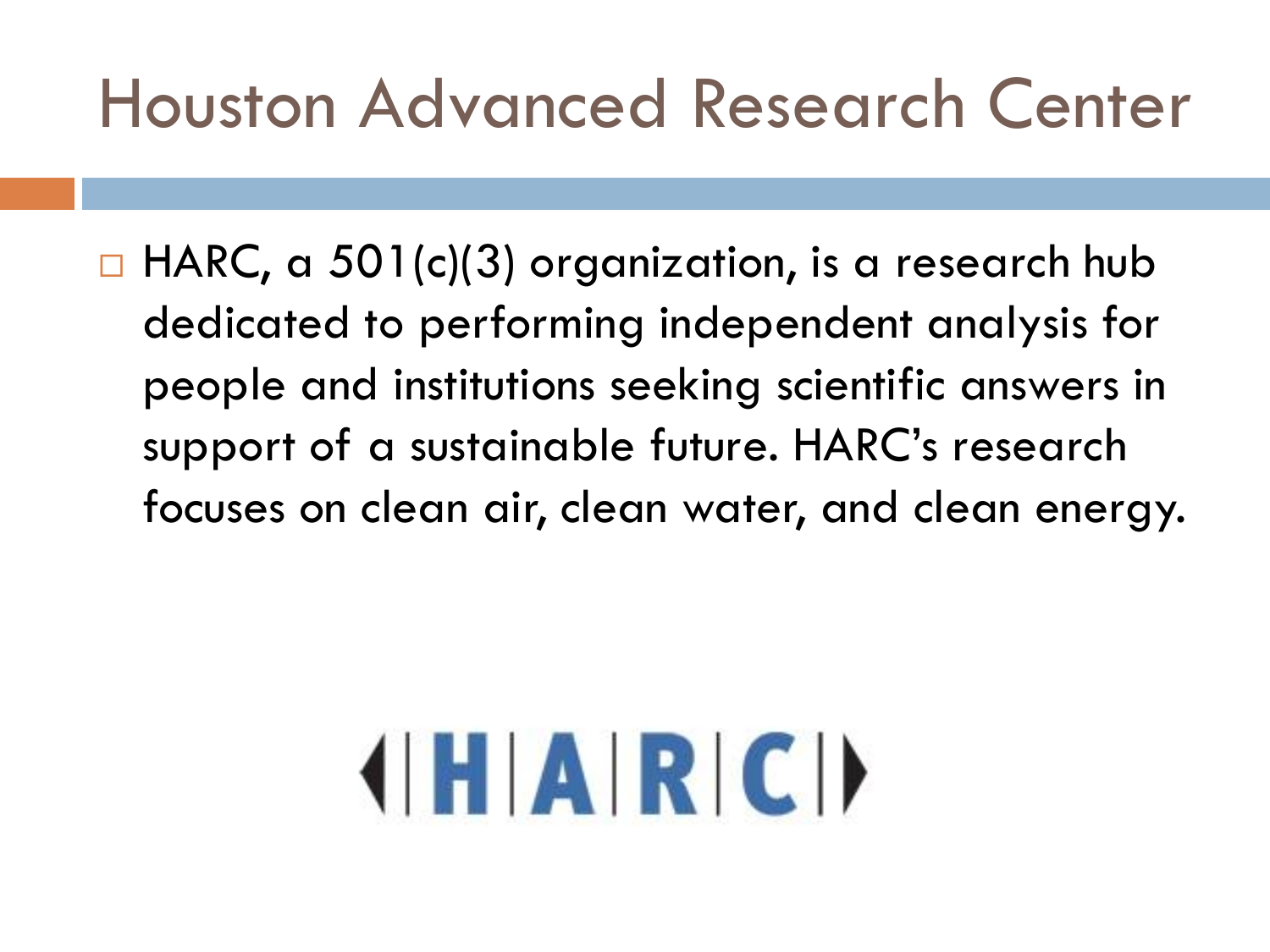# Houston Advanced Research Center

- HARC, a 501(c)(3) organization, is a research hub dedicated to performing independent analysis for people and institutions seeking scientific answers in support of a sustainable future. HARC's research focuses on clean air, clean water, and clean energy.

HARC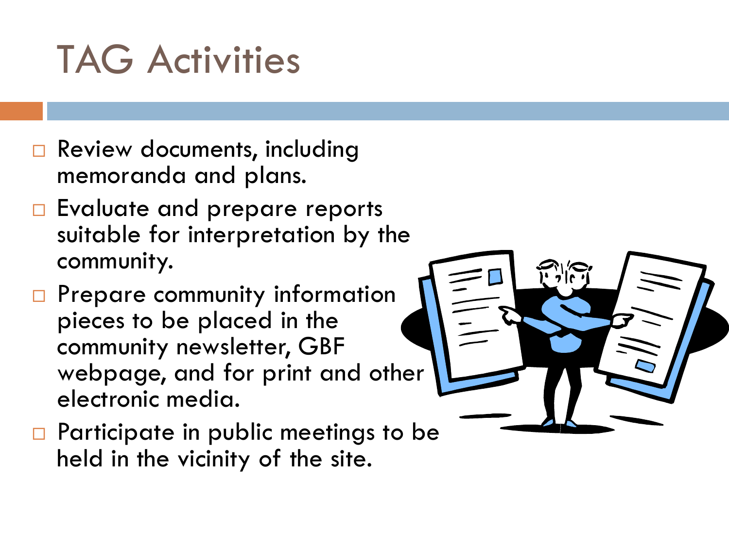# TAG Activities

- Review documents, including memoranda and plans.
- Evaluate and prepare reports suitable for interpretation by the community.
- Prepare community information pieces to be placed in the community newsletter, GBF webpage, and for print and other electronic media.
- Participate in public meetings to be held in the vicinity of the site.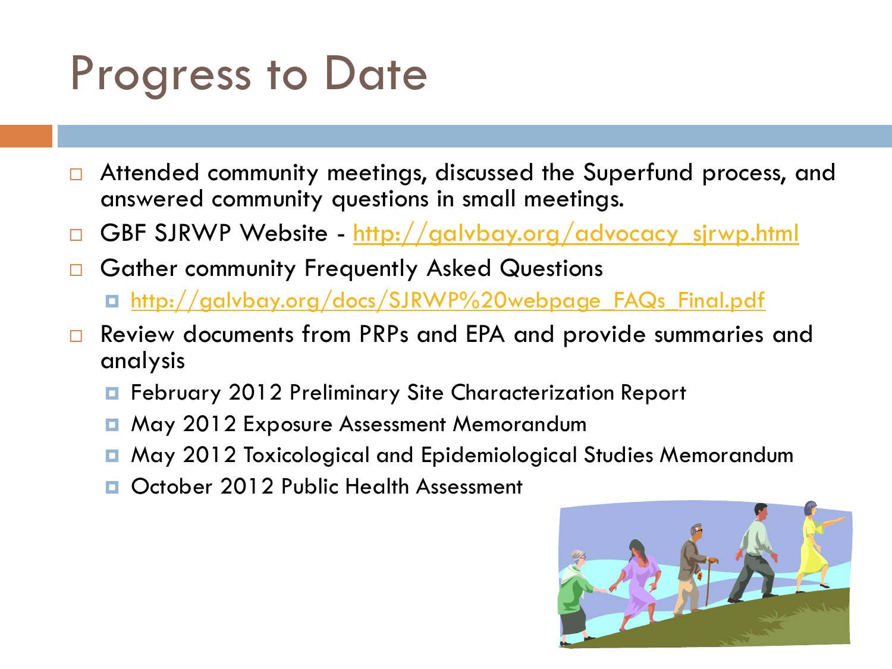# Progress to Date

- Attended community meetings, discussed the Superfund process, and answered community questions in small meetings.
- GBF SJRWP Website - http://galvbay.org/advocacy_sjrwp.html
- Gather community Frequently Asked Questions
  - http://galvbay.org/docs/SJRWP%20webpage_FAQs_Final.pdf
- Review documents from PRPs and EPA and provide summaries and analysis
  - February 2012 Preliminary Site Characterization Report
  - May 2012 Exposure Assessment Memorandum
  - May 2012 Toxicological and Epidemiological Studies Memorandum
  - October 2012 Public Health Assessment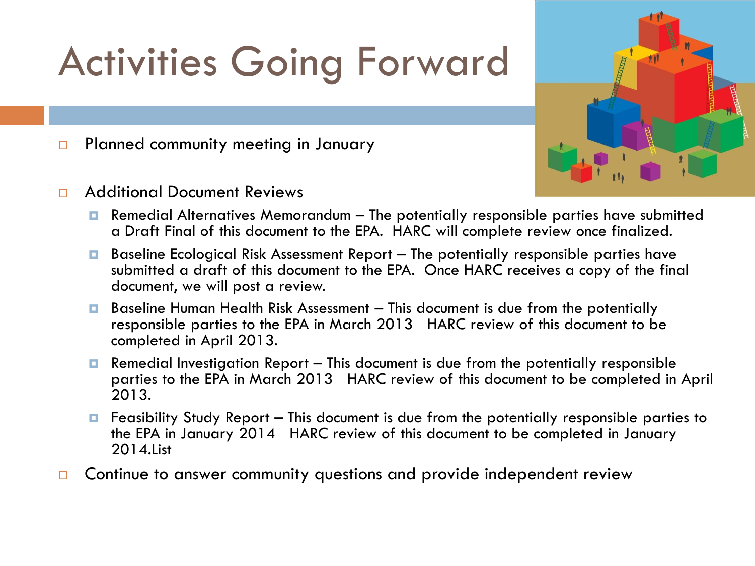# Activities Going Forward

- Planned community meeting in January
- Additional Document Reviews
  - Remedial Alternatives Memorandum – The potentially responsible parties have submitted a Draft Final of this document to the EPA. HARC will complete review once finalized.
  - Baseline Ecological Risk Assessment Report – The potentially responsible parties have submitted a draft of this document to the EPA. Once HARC receives a copy of the final document, we will post a review.
  - Baseline Human Health Risk Assessment – This document is due from the potentially responsible parties to the EPA in March 2013 HARC review of this document to be completed in April 2013.
  - Remedial Investigation Report – This document is due from the potentially responsible parties to the EPA in March 2013 HARC review of this document to be completed in April 2013.
  - Feasibility Study Report – This document is due from the potentially responsible parties to the EPA in January 2014 HARC review of this document to be completed in January 2014.List
- Continue to answer community questions and provide independent review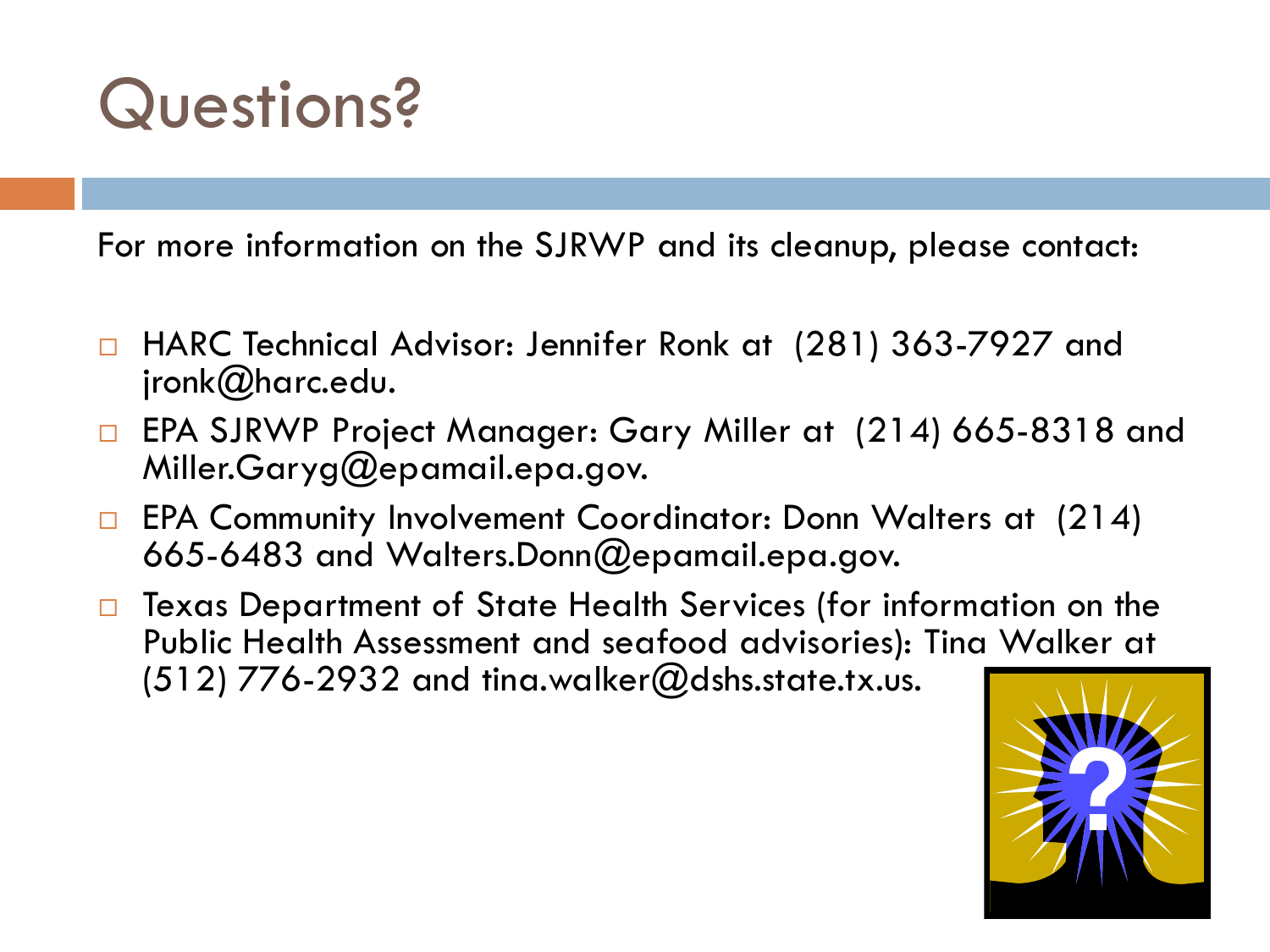# Questions?

For more information on the SJRWP and its cleanup, please contact:

- HARC Technical Advisor: Jennifer Ronk at (281) 363-7927 and jronk@harc.edu.
- EPA SJRWP Project Manager: Gary Miller at (214) 665-8318 and Miller.Garyg@epamail.epa.gov.
- EPA Community Involvement Coordinator: Donn Walters at (214) 665-6483 and Walters.Donn@epamail.epa.gov.
- Texas Department of State Health Services (for information on the Public Health Assessment and seafood advisories): Tina Walker at (512) 776-2932 and tina.walker@dshs.state.tx.us.